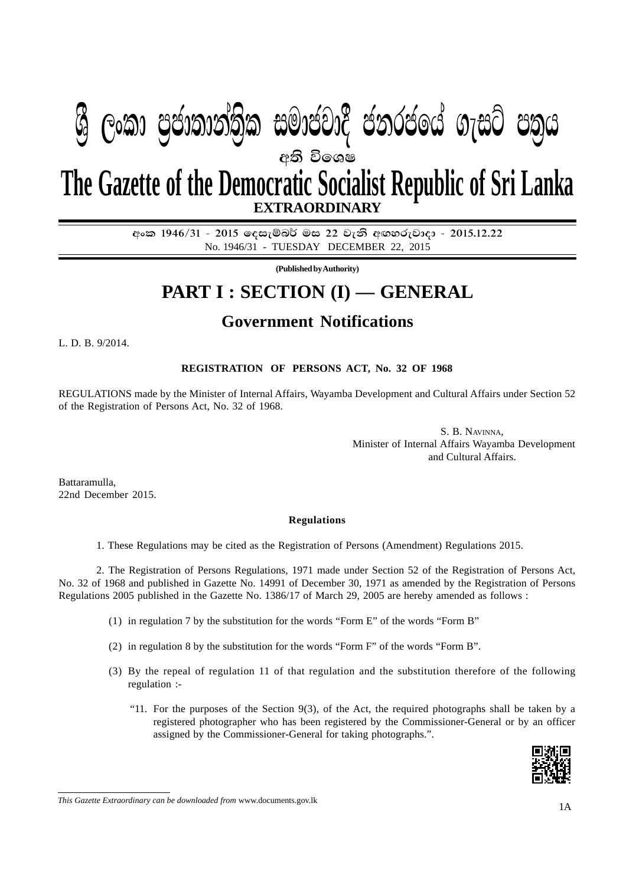# ශ්‍රී ලංකා ප්‍රජාතාන්ත්‍රික සමාජවාදී ජනරජයේ ගැසට් පත්‍රය

අති විශෙෂ

# The Gazette of the Democratic Socialist Republic of Sri Lanka

**EXTRAORDINARY**

අංක 1946/31 - 2015 දෙසැම්බර් මස 22 වැනි අඟහරුවාදා - 2015.12.22

No. 1946/31 - TUESDAY DECEMBER 22, 2015

**(Published by Authority)**

# PART I : SECTION (I) — GENERAL

## Government Notifications

L. D. B. 9/2014.

**REGISTRATION OF PERSONS ACT, No. 32 OF 1968**

REGULATIONS made by the Minister of Internal Affairs, Wayamba Development and Cultural Affairs under Section 52 of the Registration of Persons Act, No. 32 of 1968.

S. B. NAVINNA,
Minister of Internal Affairs Wayamba Development
and Cultural Affairs.

Battaramulla,
22nd December 2015.

**Regulations**

1. These Regulations may be cited as the Registration of Persons (Amendment) Regulations 2015.

2. The Registration of Persons Regulations, 1971 made under Section 52 of the Registration of Persons Act, No. 32 of 1968 and published in Gazette No. 14991 of December 30, 1971 as amended by the Registration of Persons Regulations 2005 published in the Gazette No. 1386/17 of March 29, 2005 are hereby amended as follows :

(1) in regulation 7 by the substitution for the words "Form E" of the words "Form B"

(2) in regulation 8 by the substitution for the words "Form F" of the words "Form B".

(3) By the repeal of regulation 11 of that regulation and the substitution therefore of the following regulation :-

"11. For the purposes of the Section 9(3), of the Act, the required photographs shall be taken by a registered photographer who has been registered by the Commissioner-General or by an officer assigned by the Commissioner-General for taking photographs.".

*This Gazette Extraordinary can be downloaded from* www.documents.gov.lk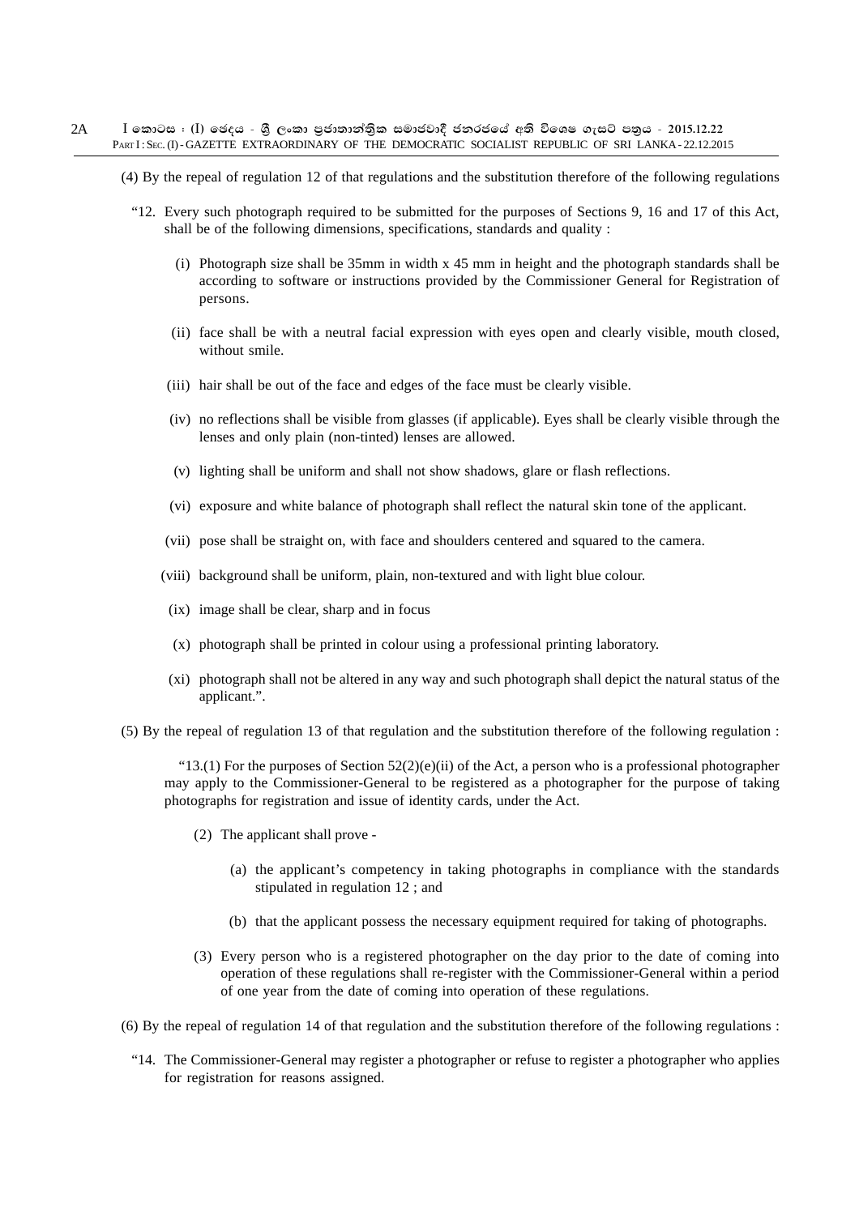(4) By the repeal of regulation 12 of that regulations and the substitution therefore of the following regulations

"12. Every such photograph required to be submitted for the purposes of Sections 9, 16 and 17 of this Act, shall be of the following dimensions, specifications, standards and quality :

(i) Photograph size shall be 35mm in width x 45 mm in height and the photograph standards shall be according to software or instructions provided by the Commissioner General for Registration of persons.

(ii) face shall be with a neutral facial expression with eyes open and clearly visible, mouth closed, without smile.

(iii) hair shall be out of the face and edges of the face must be clearly visible.

(iv) no reflections shall be visible from glasses (if applicable). Eyes shall be clearly visible through the lenses and only plain (non-tinted) lenses are allowed.

(v) lighting shall be uniform and shall not show shadows, glare or flash reflections.

(vi) exposure and white balance of photograph shall reflect the natural skin tone of the applicant.

(vii) pose shall be straight on, with face and shoulders centered and squared to the camera.

(viii) background shall be uniform, plain, non-textured and with light blue colour.

(ix) image shall be clear, sharp and in focus

(x) photograph shall be printed in colour using a professional printing laboratory.

(xi) photograph shall not be altered in any way and such photograph shall depict the natural status of the applicant.".

(5) By the repeal of regulation 13 of that regulation and the substitution therefore of the following regulation :

"13.(1) For the purposes of Section 52(2)(e)(ii) of the Act, a person who is a professional photographer may apply to the Commissioner-General to be registered as a photographer for the purpose of taking photographs for registration and issue of identity cards, under the Act.

(2) The applicant shall prove -

(a) the applicant's competency in taking photographs in compliance with the standards stipulated in regulation 12 ; and

(b) that the applicant possess the necessary equipment required for taking of photographs.

(3) Every person who is a registered photographer on the day prior to the date of coming into operation of these regulations shall re-register with the Commissioner-General within a period of one year from the date of coming into operation of these regulations.

(6) By the repeal of regulation 14 of that regulation and the substitution therefore of the following regulations :

"14. The Commissioner-General may register a photographer or refuse to register a photographer who applies for registration for reasons assigned.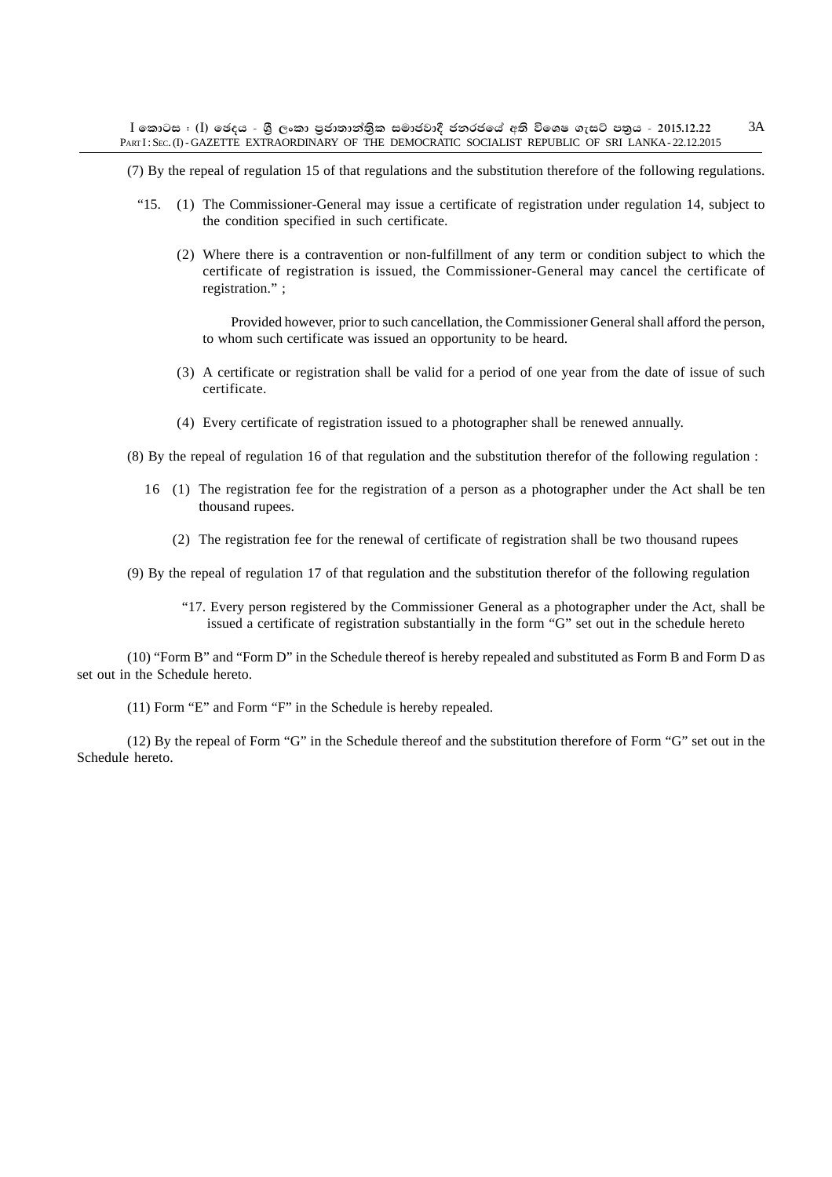(7) By the repeal of regulation 15 of that regulations and the substitution therefore of the following regulations.

"15. (1) The Commissioner-General may issue a certificate of registration under regulation 14, subject to the condition specified in such certificate.

(2) Where there is a contravention or non-fulfillment of any term or condition subject to which the certificate of registration is issued, the Commissioner-General may cancel the certificate of registration." ;

Provided however, prior to such cancellation, the Commissioner General shall afford the person, to whom such certificate was issued an opportunity to be heard.

(3) A certificate or registration shall be valid for a period of one year from the date of issue of such certificate.

(4) Every certificate of registration issued to a photographer shall be renewed annually.

(8) By the repeal of regulation 16 of that regulation and the substitution therefor of the following regulation :

16 (1) The registration fee for the registration of a person as a photographer under the Act shall be ten thousand rupees.

(2) The registration fee for the renewal of certificate of registration shall be two thousand rupees

(9) By the repeal of regulation 17 of that regulation and the substitution therefor of the following regulation

"17. Every person registered by the Commissioner General as a photographer under the Act, shall be issued a certificate of registration substantially in the form "G" set out in the schedule hereto

(10) "Form B" and "Form D" in the Schedule thereof is hereby repealed and substituted as Form B and Form D as set out in the Schedule hereto.

(11) Form "E" and Form "F" in the Schedule is hereby repealed.

(12) By the repeal of Form "G" in the Schedule thereof and the substitution therefore of Form "G" set out in the Schedule hereto.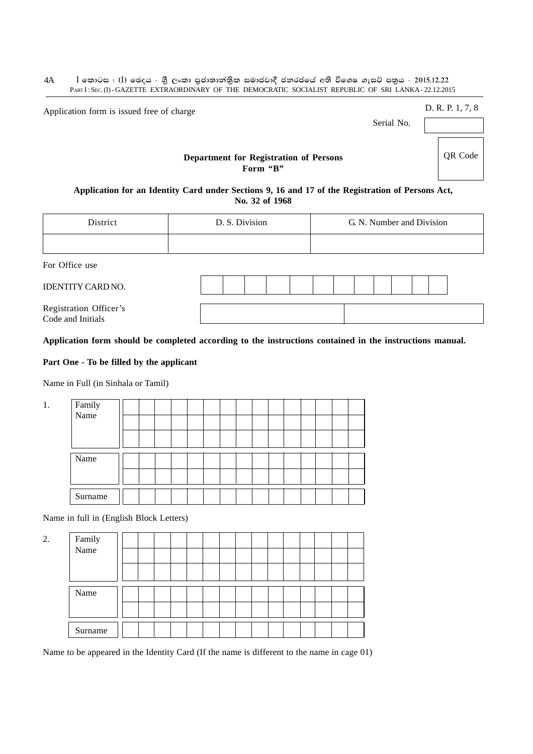Application form is issued free of charge

D. R. P. 1, 7, 8

Serial No.

QR Code

**Department for Registration of Persons**
**Form "B"**

**Application for an Identity Card under Sections 9, 16 and 17 of the Registration of Persons Act, No. 32 of 1968**

| District | D. S. Division | G. N. Number and Division |
|---|---|---|
| | | |

For Office use

IDENTITY CARD NO.

Registration Officer's Code and Initials

**Application form should be completed according to the instructions contained in the instructions manual.**

**Part One - To be filled by the applicant**

Name in Full (in Sinhala or Tamil)

1. Family Name

Name

Surname

Name in full in (English Block Letters)

2. Family Name

Name

Surname

Name to be appeared in the Identity Card (If the name is different to the name in cage 01)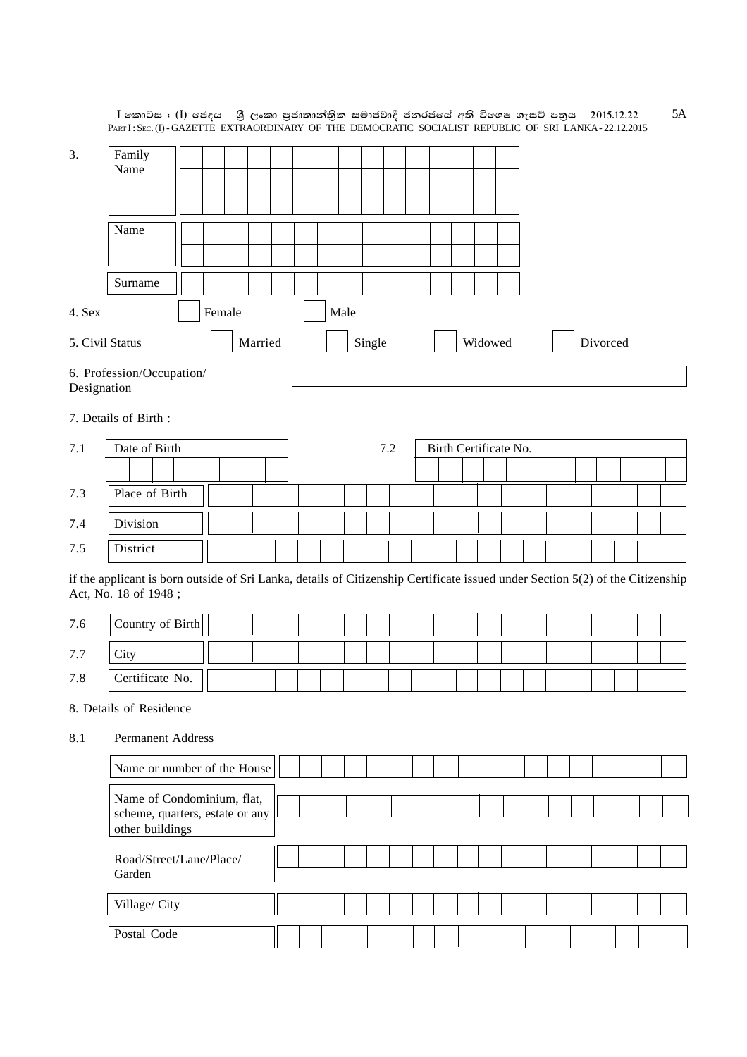3. Family Name

| Family Name | | | | | | | | | | | | | | | |
|---|---|---|---|---|---|---|---|---|---|---|---|---|---|---|---|
| | | | | | | | | | | | | | | | |
| | | | | | | | | | | | | | | | |
| Name | | | | | | | | | | | | | | | |
| | | | | | | | | | | | | | | | |
| Surname | | | | | | | | | | | | | | | |

4. Sex ☐ Female ☐ Male

5. Civil Status ☐ Married ☐ Single ☐ Widowed ☐ Divorced

6. Profession/Occupation/ Designation ☐

7. Details of Birth :

| 7.1 | Date of Birth | 7.2 | Birth Certificate No. |
|---|---|---|---|
| | | | |

| | | |
|---|---|---|
| 7.3 | Place of Birth | |
| 7.4 | Division | |
| 7.5 | District | |

if the applicant is born outside of Sri Lanka, details of Citizenship Certificate issued under Section 5(2) of the Citizenship Act, No. 18 of 1948 ;

| | | |
|---|---|---|
| 7.6 | Country of Birth | |
| 7.7 | City | |
| 7.8 | Certificate No. | |

8. Details of Residence

8.1 Permanent Address

| | |
|---|---|
| Name or number of the House | |
| Name of Condominium, flat, scheme, quarters, estate or any other buildings | |
| Road/Street/Lane/Place/ Garden | |
| Village/ City | |
| Postal Code | |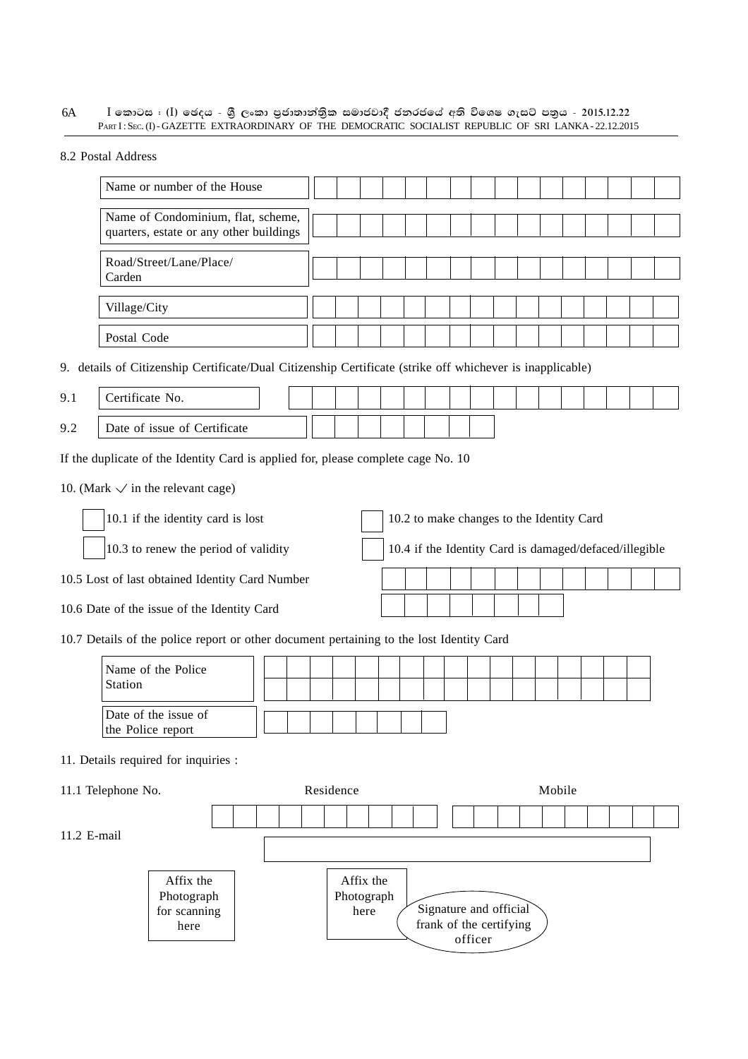8.2 Postal Address

| Name or number of the House | |
|---|---|
| Name of Condominium, flat, scheme, quarters, estate or any other buildings | |
| Road/Street/Lane/Place/ Carden | |
| Village/City | |
| Postal Code | |

9. details of Citizenship Certificate/Dual Citizenship Certificate (strike off whichever is inapplicable)

| | | |
|---|---|---|
| 9.1 | Certificate No. | |
| 9.2 | Date of issue of Certificate | |

If the duplicate of the Identity Card is applied for, please complete cage No. 10

10. (Mark ✓ in the relevant cage)

- [ ] 10.1 if the identity card is lost
- [ ] 10.2 to make changes to the Identity Card
- [ ] 10.3 to renew the period of validity
- [ ] 10.4 if the Identity Card is damaged/defaced/illegible

10.5 Lost of last obtained Identity Card Number

10.6 Date of the issue of the Identity Card

10.7 Details of the police report or other document pertaining to the lost Identity Card

| Name of the Police Station | |
|---|---|
| Date of the issue of the Police report | |

11. Details required for inquiries :

11.1 Telephone No. Residence Mobile

11.2 E-mail

Affix the Photograph for scanning here

Affix the Photograph here

Signature and official frank of the certifying officer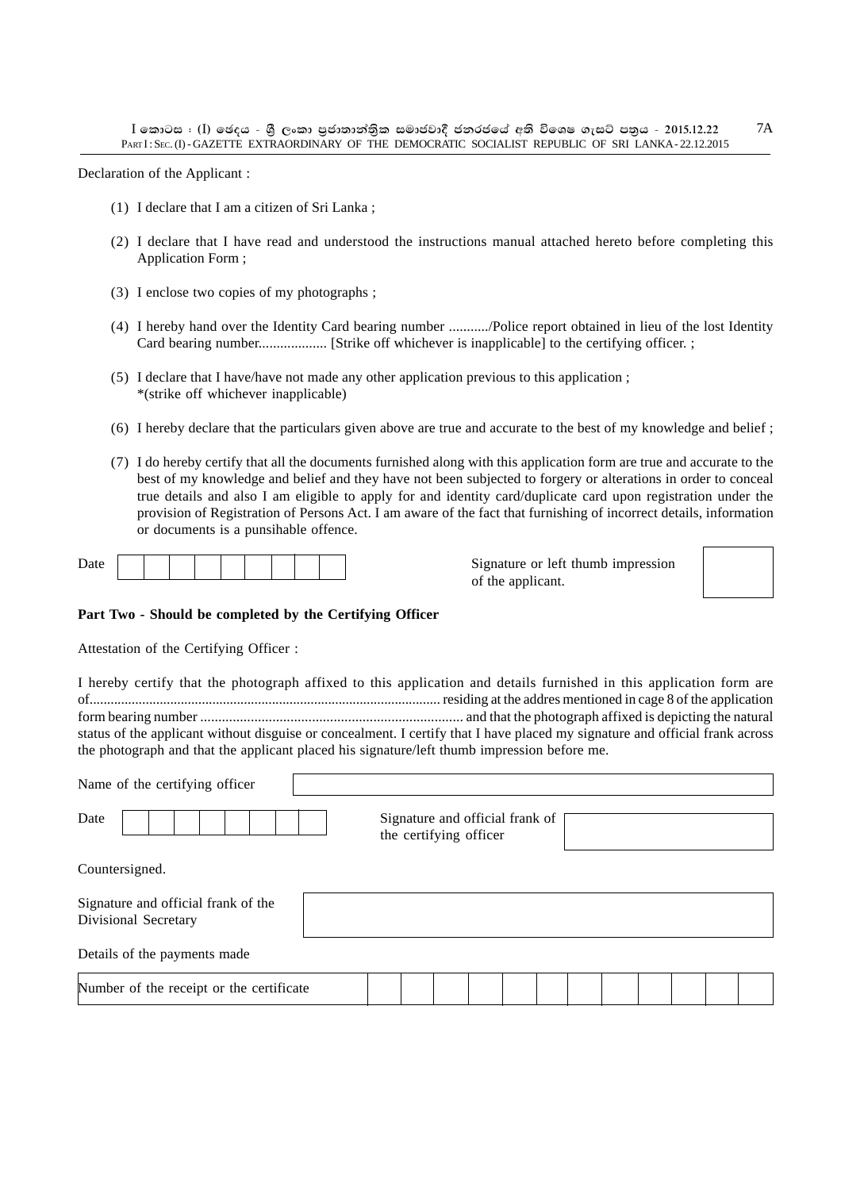Declaration of the Applicant :

(1) I declare that I am a citizen of Sri Lanka ;

(2) I declare that I have read and understood the instructions manual attached hereto before completing this Application Form ;

(3) I enclose two copies of my photographs ;

(4) I hereby hand over the Identity Card bearing number .........../Police report obtained in lieu of the lost Identity Card bearing number.................. [Strike off whichever is inapplicable] to the certifying officer. ;

(5) I declare that I have/have not made any other application previous to this application ;
*(strike off whichever inapplicable)

(6) I hereby declare that the particulars given above are true and accurate to the best of my knowledge and belief ;

(7) I do hereby certify that all the documents furnished along with this application form are true and accurate to the best of my knowledge and belief and they have not been subjected to forgery or alterations in order to conceal true details and also I am eligible to apply for and identity card/duplicate card upon registration under the provision of Registration of Persons Act. I am aware of the fact that furnishing of incorrect details, information or documents is a punsihable offence.

Date | | | | | | | | | |

Signature or left thumb impression of the applicant.

**Part Two - Should be completed by the Certifying Officer**

Attestation of the Certifying Officer :

I hereby certify that the photograph affixed to this application and details furnished in this application form are of.................................................................................................. residing at the addres mentioned in cage 8 of the application form bearing number ......................................................................... and that the photograph affixed is depicting the natural status of the applicant without disguise or concealment. I certify that I have placed my signature and official frank across the photograph and that the applicant placed his signature/left thumb impression before me.

Name of the certifying officer

Date | | | | | | | | | |

Signature and official frank of the certifying officer

Countersigned.

Signature and official frank of the Divisional Secretary

Details of the payments made

| Number of the receipt or the certificate | | | | | | | | | | | | |
|---|---|---|---|---|---|---|---|---|---|---|---|---|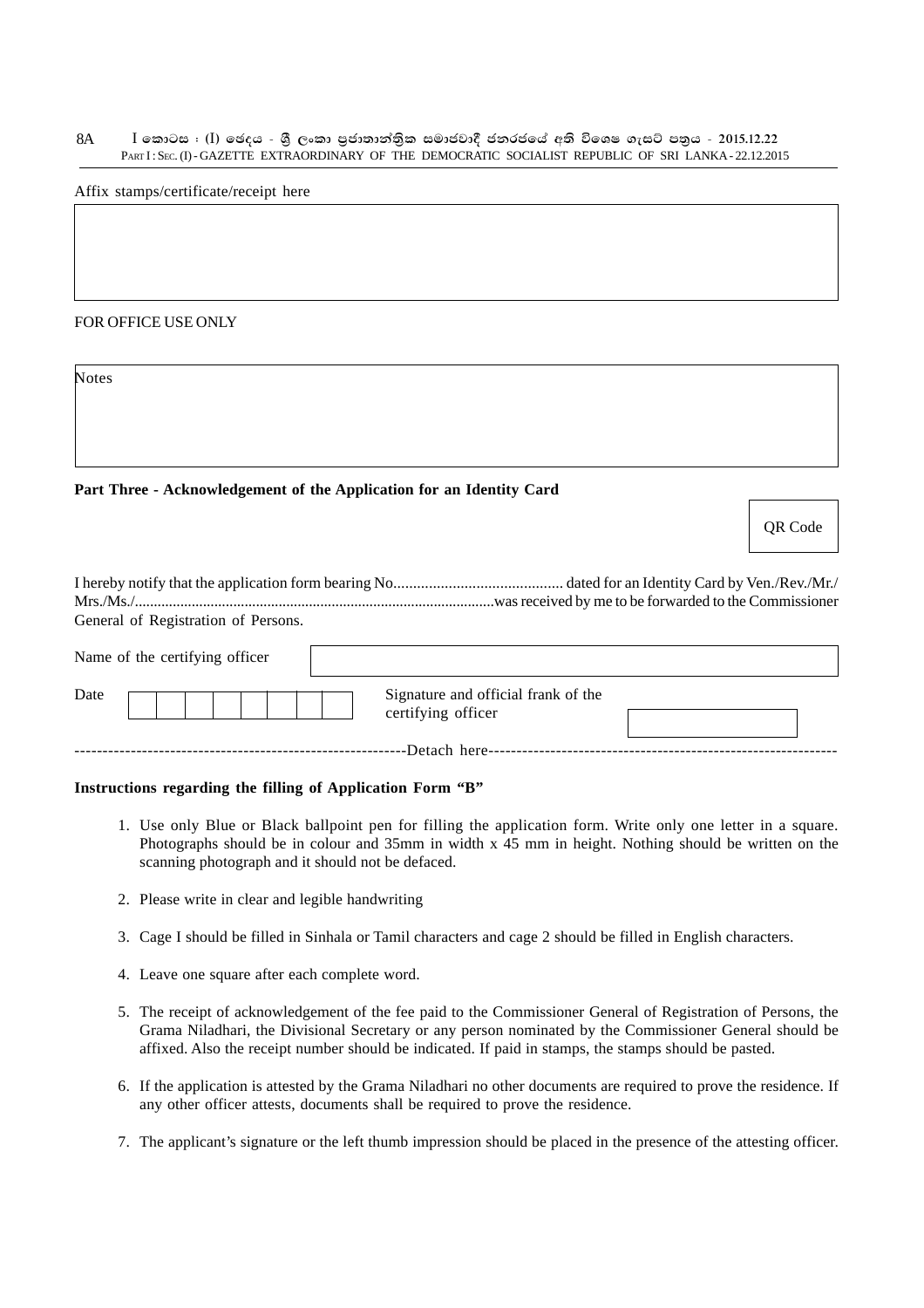Affix stamps/certificate/receipt here

FOR OFFICE USE ONLY

Notes

**Part Three - Acknowledgement of the Application for an Identity Card**

QR Code

I hereby notify that the application form bearing No........................................... dated for an Identity Card by Ven./Rev./Mr./ Mrs./Ms./..............................................................................................was received by me to be forwarded to the Commissioner General of Registration of Persons.

Name of the certifying officer

Date

Signature and official frank of the certifying officer

----------------------------------------------------------Detach here------------------------------------------------------------

**Instructions regarding the filling of Application Form "B"**

1. Use only Blue or Black ballpoint pen for filling the application form. Write only one letter in a square. Photographs should be in colour and 35mm in width x 45 mm in height. Nothing should be written on the scanning photograph and it should not be defaced.

2. Please write in clear and legible handwriting

3. Cage I should be filled in Sinhala or Tamil characters and cage 2 should be filled in English characters.

4. Leave one square after each complete word.

5. The receipt of acknowledgement of the fee paid to the Commissioner General of Registration of Persons, the Grama Niladhari, the Divisional Secretary or any person nominated by the Commissioner General should be affixed. Also the receipt number should be indicated. If paid in stamps, the stamps should be pasted.

6. If the application is attested by the Grama Niladhari no other documents are required to prove the residence. If any other officer attests, documents shall be required to prove the residence.

7. The applicant's signature or the left thumb impression should be placed in the presence of the attesting officer.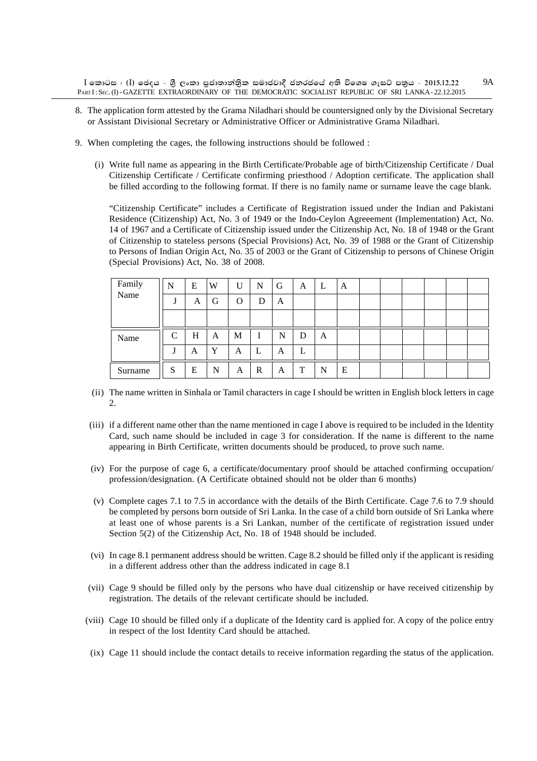8. The application form attested by the Grama Niladhari should be countersigned only by the Divisional Secretary or Assistant Divisional Secretary or Administrative Officer or Administrative Grama Niladhari.

9. When completing the cages, the following instructions should be followed :

   (i) Write full name as appearing in the Birth Certificate/Probable age of birth/Citizenship Certificate / Dual Citizenship Certificate / Certificate confirming priesthood / Adoption certificate. The application shall be filled according to the following format. If there is no family name or surname leave the cage blank.

   "Citizenship Certificate" includes a Certificate of Registration issued under the Indian and Pakistani Residence (Citizenship) Act, No. 3 of 1949 or the Indo-Ceylon Agreeement (Implementation) Act, No. 14 of 1967 and a Certificate of Citizenship issued under the Citizenship Act, No. 18 of 1948 or the Grant of Citizenship to stateless persons (Special Provisions) Act, No. 39 of 1988 or the Grant of Citizenship to Persons of Indian Origin Act, No. 35 of 2003 or the Grant of Citizenship to persons of Chinese Origin (Special Provisions) Act, No. 38 of 2008.

| | | | | | | | | | | | | | | | |
|---|---|---|---|---|---|---|---|---|---|---|---|---|---|---|---|
| Family Name | N | E | W | U | N | G | A | L | A | | | | | | |
| | J | A | G | O | D | A | | | | | | | | | |
| | | | | | | | | | | | | | | | |
| Name | C | H | A | M | I | N | D | A | | | | | | | |
| | J | A | Y | A | L | A | L | | | | | | | | |
| Surname | S | E | N | A | R | A | T | N | E | | | | | | |

   (ii) The name written in Sinhala or Tamil characters in cage I should be written in English block letters in cage 2.

   (iii) if a different name other than the name mentioned in cage I above is required to be included in the Identity Card, such name should be included in cage 3 for consideration. If the name is different to the name appearing in Birth Certificate, written documents should be produced, to prove such name.

   (iv) For the purpose of cage 6, a certificate/documentary proof should be attached confirming occupation/ profession/designation. (A Certificate obtained should not be older than 6 months)

   (v) Complete cages 7.1 to 7.5 in accordance with the details of the Birth Certificate. Cage 7.6 to 7.9 should be completed by persons born outside of Sri Lanka. In the case of a child born outside of Sri Lanka where at least one of whose parents is a Sri Lankan, number of the certificate of registration issued under Section 5(2) of the Citizenship Act, No. 18 of 1948 should be included.

   (vi) In cage 8.1 permanent address should be written. Cage 8.2 should be filled only if the applicant is residing in a different address other than the address indicated in cage 8.1

   (vii) Cage 9 should be filled only by the persons who have dual citizenship or have received citizenship by registration. The details of the relevant certificate should be included.

   (viii) Cage 10 should be filled only if a duplicate of the Identity card is applied for. A copy of the police entry in respect of the lost Identity Card should be attached.

   (ix) Cage 11 should include the contact details to receive information regarding the status of the application.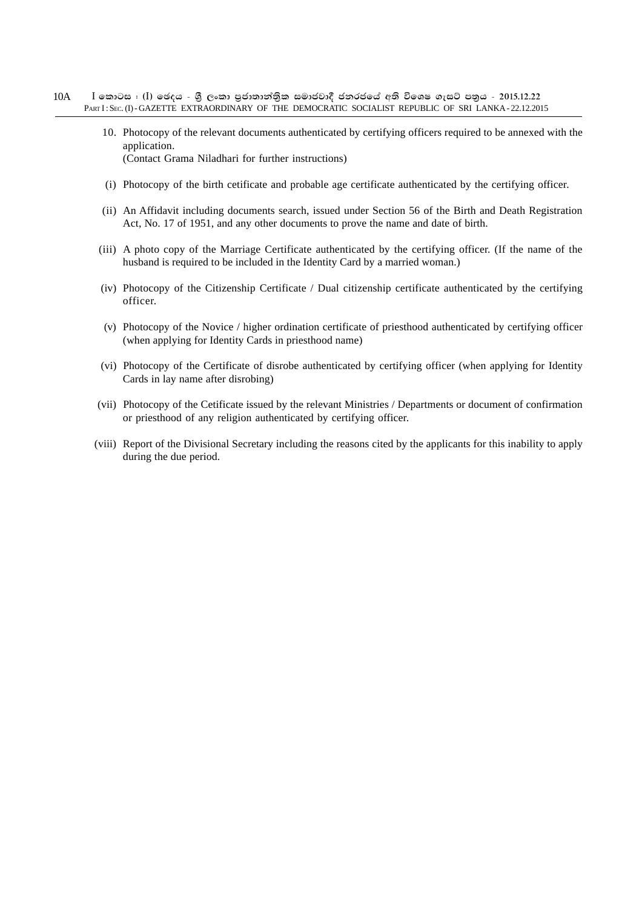10. Photocopy of the relevant documents authenticated by certifying officers required to be annexed with the application.
(Contact Grama Niladhari for further instructions)

(i) Photocopy of the birth cetificate and probable age certificate authenticated by the certifying officer.

(ii) An Affidavit including documents search, issued under Section 56 of the Birth and Death Registration Act, No. 17 of 1951, and any other documents to prove the name and date of birth.

(iii) A photo copy of the Marriage Certificate authenticated by the certifying officer. (If the name of the husband is required to be included in the Identity Card by a married woman.)

(iv) Photocopy of the Citizenship Certificate / Dual citizenship certificate authenticated by the certifying officer.

(v) Photocopy of the Novice / higher ordination certificate of priesthood authenticated by certifying officer (when applying for Identity Cards in priesthood name)

(vi) Photocopy of the Certificate of disrobe authenticated by certifying officer (when applying for Identity Cards in lay name after disrobing)

(vii) Photocopy of the Cetificate issued by the relevant Ministries / Departments or document of confirmation or priesthood of any religion authenticated by certifying officer.

(viii) Report of the Divisional Secretary including the reasons cited by the applicants for this inability to apply during the due period.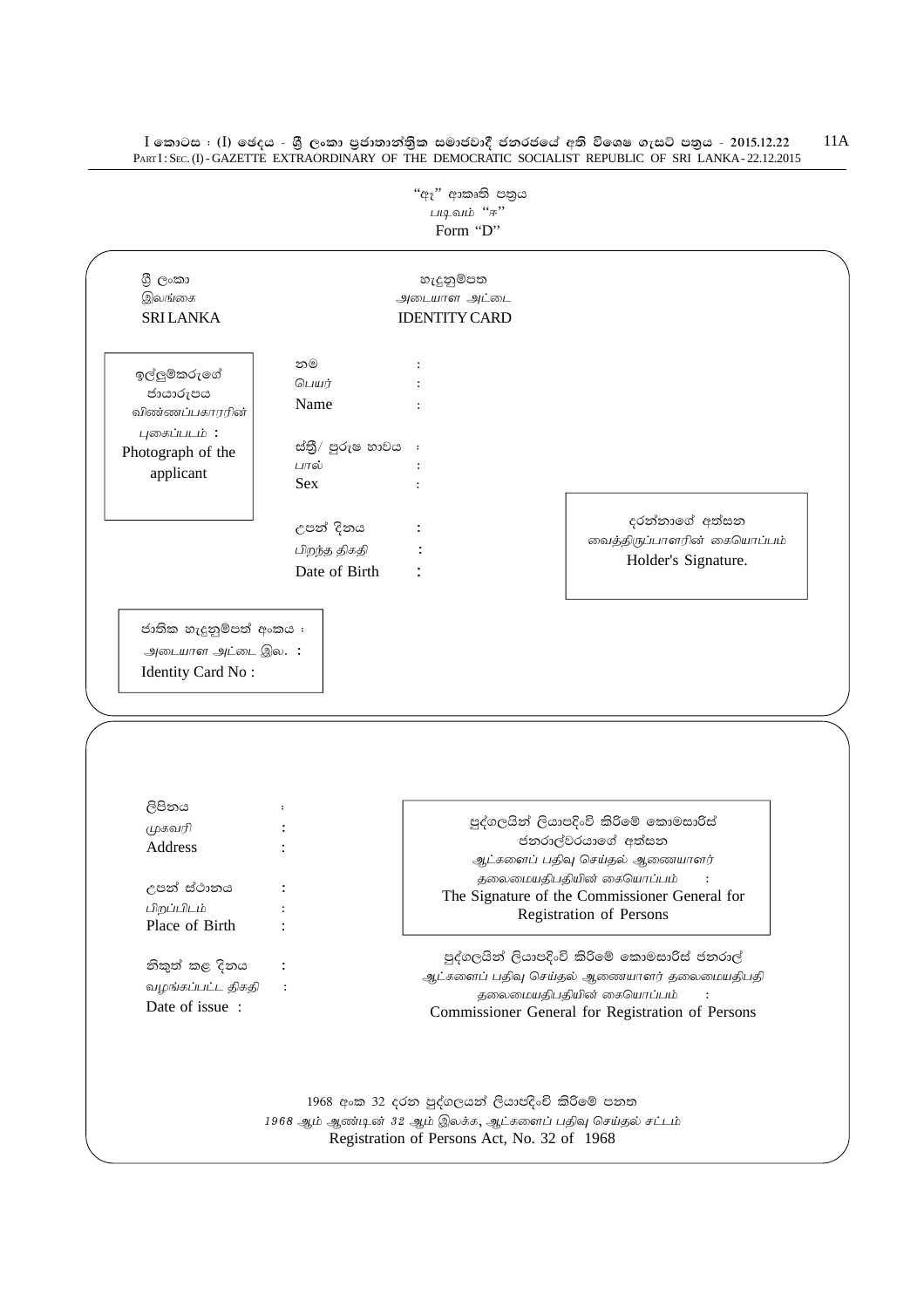"ඈ" ආකෘති පත්‍රය
படிவம் "ஈ"
Form "D"

ශ්‍රී ලංකා
இலங்கை
SRI LANKA

හැඳුනුම්පත
அடையாள அட்டை
IDENTITY CARD

ඉල්ලුම්කරුගේ ඡායාරූපය
விண்ணப்பகாரரின் புகைப்படம் :
Photograph of the applicant

නම :
பெயர் :
Name :

ස්ත්‍රී/ පුරුෂ භාවය :
பால் :
Sex :

උපන් දිනය :
பிறந்த திகதி :
Date of Birth :

දරන්නාගේ අත්සන
வைத்திருப்பாளரின் கையொப்பம்
Holder's Signature.

ජාතික හැඳුනුම්පත් අංකය :
அடையாள அட்டை இல. :
Identity Card No :

ලිපිනය :
முகவரி :
Address :

උපන් ස්ථානය :
பிறப்பிடம் :
Place of Birth :

නිකුත් කළ දිනය :
வழங்கப்பட்ட திகதி :
Date of issue :

පුද්ගලයින් ලියාපදිංචි කිරීමේ කොමසාරිස් ජනරාල්වරයාගේ අත්සන
ஆட்களைப் பதிவு செய்தல் ஆணையாளர் தலைமையதிபதியின் கையொப்பம் :
The Signature of the Commissioner General for Registration of Persons

පුද්ගලයින් ලියාපදිංචි කිරීමේ කොමසාරිස් ජනරාල්
ஆட்களைப் பதிவு செய்தல் ஆணையாளர் தலைமையதிபதி
தலைமையதிபதியின் கையொப்பம் :
Commissioner General for Registration of Persons

1968 අංක 32 දරන පුද්ගලයන් ලියාපදිංචි කිරීමේ පනත
1968 ஆம் ஆண்டின் 32 ஆம் இலக்க, ஆட்களைப் பதிவு செய்தல் சட்டம்
Registration of Persons Act, No. 32 of 1968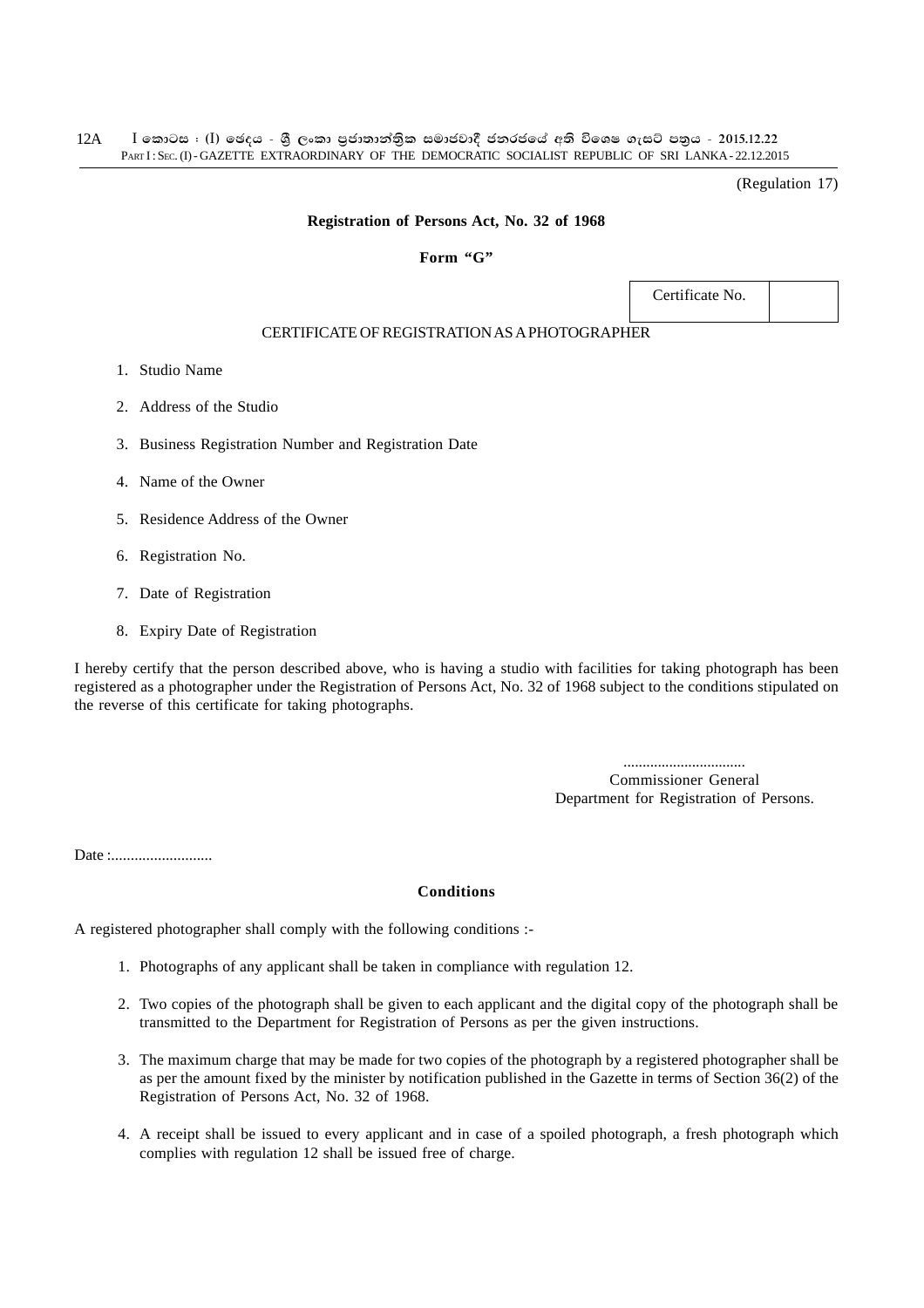(Regulation 17)

**Registration of Persons Act, No. 32 of 1968**

**Form "G"**

| Certificate No. | |
|---|---|

CERTIFICATE OF REGISTRATION AS A PHOTOGRAPHER

1. Studio Name
2. Address of the Studio
3. Business Registration Number and Registration Date
4. Name of the Owner
5. Residence Address of the Owner
6. Registration No.
7. Date of Registration
8. Expiry Date of Registration

I hereby certify that the person described above, who is having a studio with facilities for taking photograph has been registered as a photographer under the Registration of Persons Act, No. 32 of 1968 subject to the conditions stipulated on the reverse of this certificate for taking photographs.

................................
Commissioner General
Department for Registration of Persons.

Date :..........................

**Conditions**

A registered photographer shall comply with the following conditions :-

1. Photographs of any applicant shall be taken in compliance with regulation 12.
2. Two copies of the photograph shall be given to each applicant and the digital copy of the photograph shall be transmitted to the Department for Registration of Persons as per the given instructions.
3. The maximum charge that may be made for two copies of the photograph by a registered photographer shall be as per the amount fixed by the minister by notification published in the Gazette in terms of Section 36(2) of the Registration of Persons Act, No. 32 of 1968.
4. A receipt shall be issued to every applicant and in case of a spoiled photograph, a fresh photograph which complies with regulation 12 shall be issued free of charge.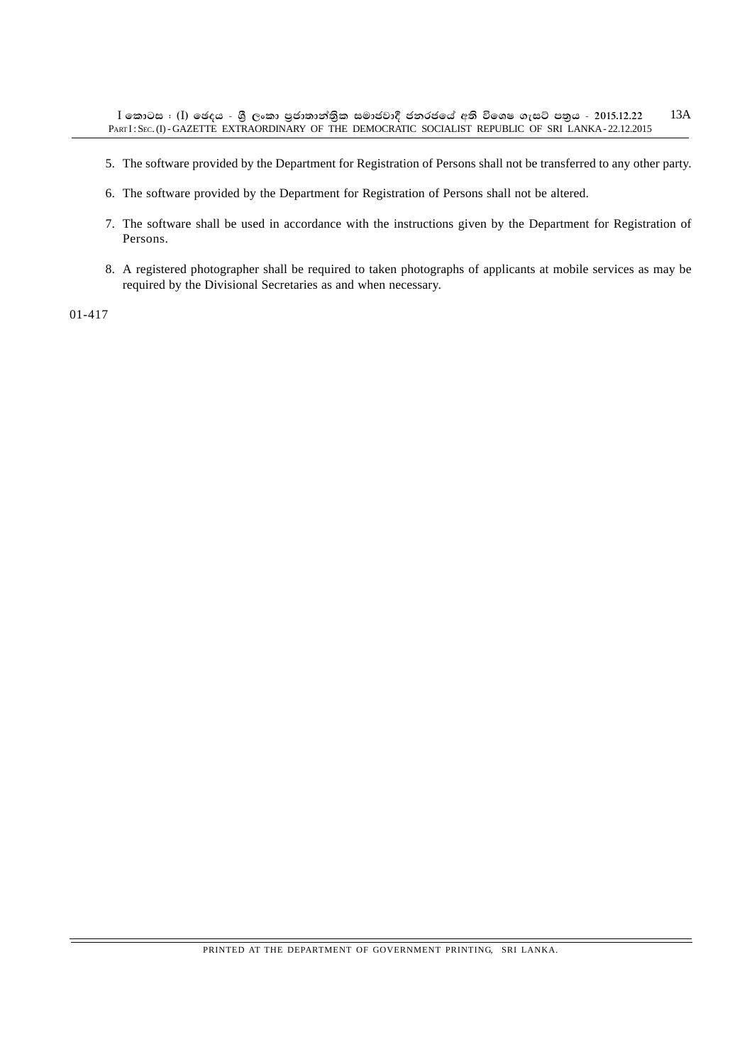5. The software provided by the Department for Registration of Persons shall not be transferred to any other party.

6. The software provided by the Department for Registration of Persons shall not be altered.

7. The software shall be used in accordance with the instructions given by the Department for Registration of Persons.

8. A registered photographer shall be required to taken photographs of applicants at mobile services as may be required by the Divisional Secretaries as and when necessary.

01-417

PRINTED AT THE DEPARTMENT OF GOVERNMENT PRINTING, SRI LANKA.